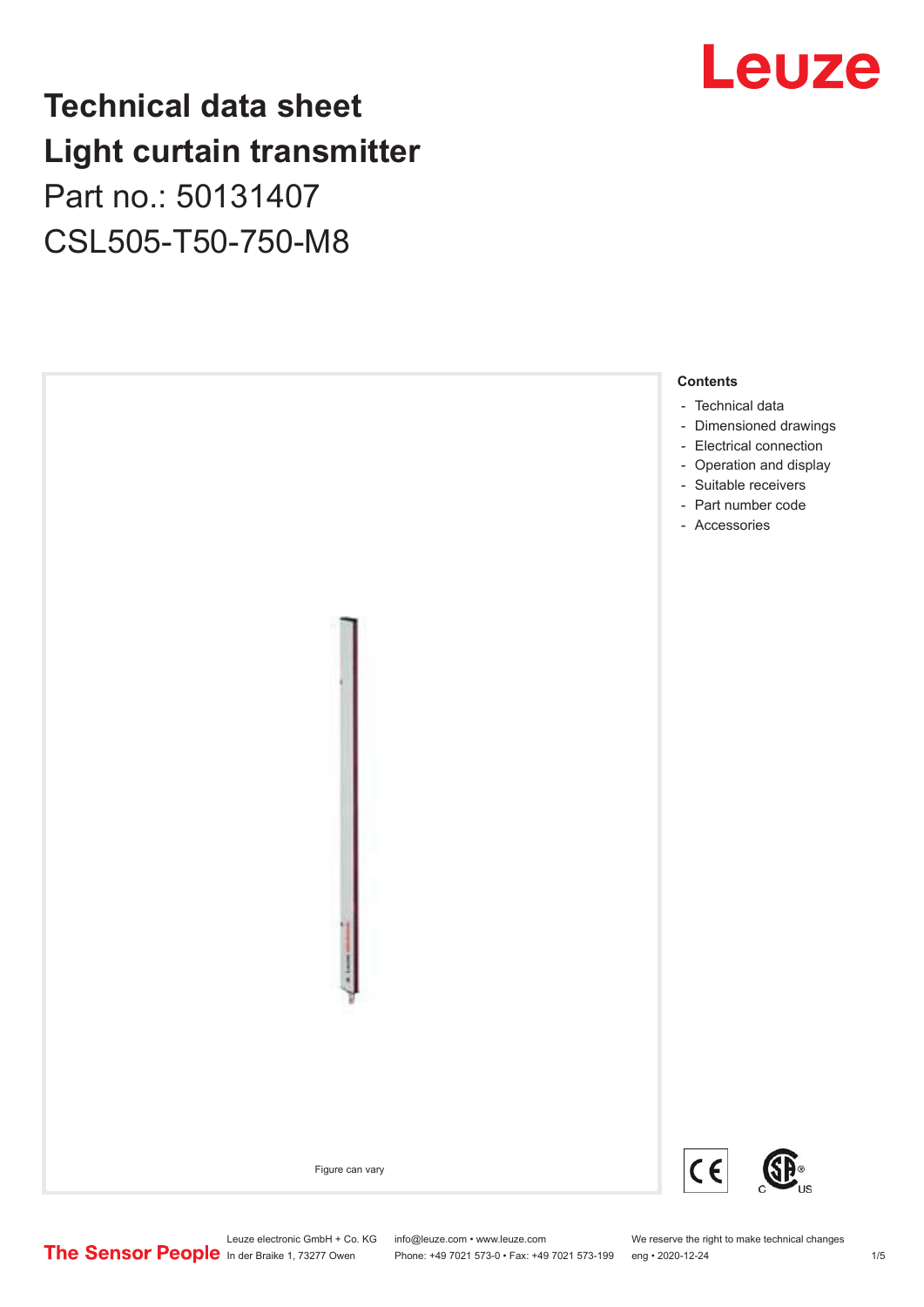# Technical data sheet
# Light curtain transmitter

Part no.: 50131407

CSL505-T50-750-M8

Figure can vary

**Contents**

- Technical data
- Dimensioned drawings
- Electrical connection
- Operation and display
- Suitable receivers
- Part number code
- Accessories

Leuze electronic GmbH + Co. KG
In der Braike 1, 73277 Owen

info@leuze.com • www.leuze.com
Phone: +49 7021 573-0 • Fax: +49 7021 573-199

We reserve the right to make technical changes
eng • 2020-12-24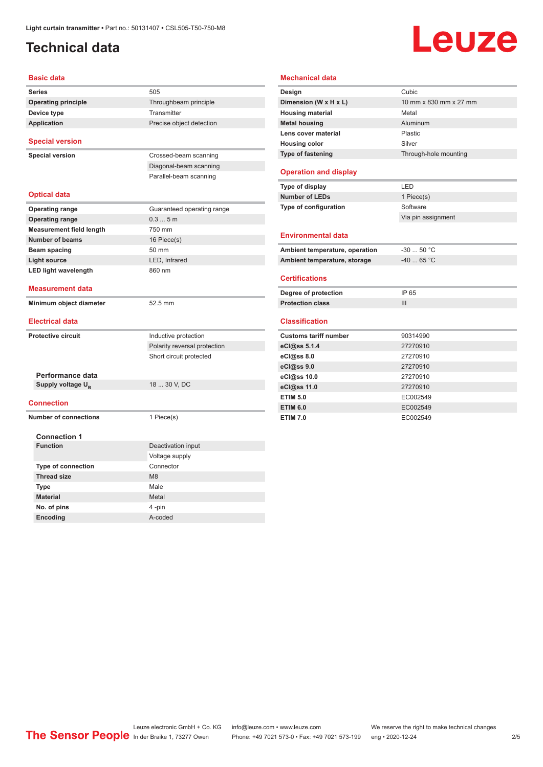# Technical data

## Basic data

| | |
|---|---|
| **Series** | 505 |
| **Operating principle** | Throughbeam principle |
| **Device type** | Transmitter |
| **Application** | Precise object detection |

## Special version

| | |
|---|---|
| **Special version** | Crossed-beam scanning |
| | Diagonal-beam scanning |
| | Parallel-beam scanning |

## Optical data

| | |
|---|---|
| **Operating range** | Guaranteed operating range |
| **Operating range** | 0.3 ... 5 m |
| **Measurement field length** | 750 mm |
| **Number of beams** | 16 Piece(s) |
| **Beam spacing** | 50 mm |
| **Light source** | LED, Infrared |
| **LED light wavelength** | 860 nm |

## Measurement data

| | |
|---|---|
| **Minimum object diameter** | 52.5 mm |

## Electrical data

| | |
|---|---|
| **Protective circuit** | Inductive protection |
| | Polarity reversal protection |
| | Short circuit protected |

### Performance data

| | |
|---|---|
| **Supply voltage $U_B$** | 18 ... 30 V, DC |

## Connection

| | |
|---|---|
| **Number of connections** | 1 Piece(s) |

### Connection 1

| | |
|---|---|
| **Function** | Deactivation input |
| | Voltage supply |
| **Type of connection** | Connector |
| **Thread size** | M8 |
| **Type** | Male |
| **Material** | Metal |
| **No. of pins** | 4 -pin |
| **Encoding** | A-coded |

## Mechanical data

| | |
|---|---|
| **Design** | Cubic |
| **Dimension (W x H x L)** | 10 mm x 830 mm x 27 mm |
| **Housing material** | Metal |
| **Metal housing** | Aluminum |
| **Lens cover material** | Plastic |
| **Housing color** | Silver |
| **Type of fastening** | Through-hole mounting |

## Operation and display

| | |
|---|---|
| **Type of display** | LED |
| **Number of LEDs** | 1 Piece(s) |
| **Type of configuration** | Software |
| | Via pin assignment |

## Environmental data

| | |
|---|---|
| **Ambient temperature, operation** | -30 ... 50 °C |
| **Ambient temperature, storage** | -40 ... 65 °C |

## Certifications

| | |
|---|---|
| **Degree of protection** | IP 65 |
| **Protection class** | III |

## Classification

| | |
|---|---|
| **Customs tariff number** | 90314990 |
| **eCl@ss 5.1.4** | 27270910 |
| **eCl@ss 8.0** | 27270910 |
| **eCl@ss 9.0** | 27270910 |
| **eCl@ss 10.0** | 27270910 |
| **eCl@ss 11.0** | 27270910 |
| **ETIM 5.0** | EC002549 |
| **ETIM 6.0** | EC002549 |
| **ETIM 7.0** | EC002549 |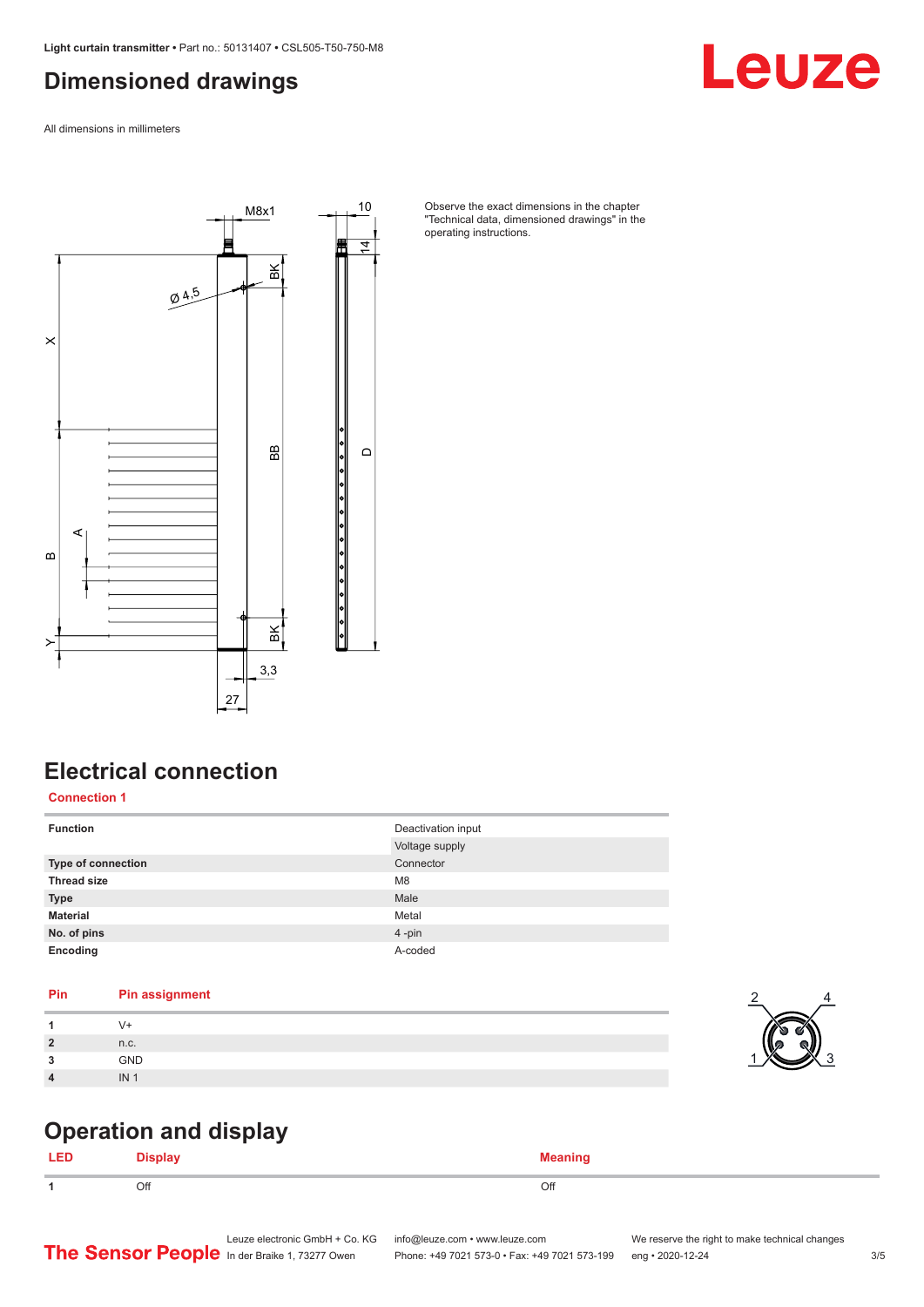## Dimensioned drawings

All dimensions in millimeters

Observe the exact dimensions in the chapter "Technical data, dimensioned drawings" in the operating instructions.

## Electrical connection

### Connection 1

| | |
|---|---|
| **Function** | Deactivation input |
| | Voltage supply |
| **Type of connection** | Connector |
| **Thread size** | M8 |
| **Type** | Male |
| **Material** | Metal |
| **No. of pins** | 4 -pin |
| **Encoding** | A-coded |

| Pin | Pin assignment |
|---|---|
| **1** | V+ |
| **2** | n.c. |
| **3** | GND |
| **4** | IN 1 |

## Operation and display

| LED | Display | Meaning |
|---|---|---|
| **1** | Off | Off |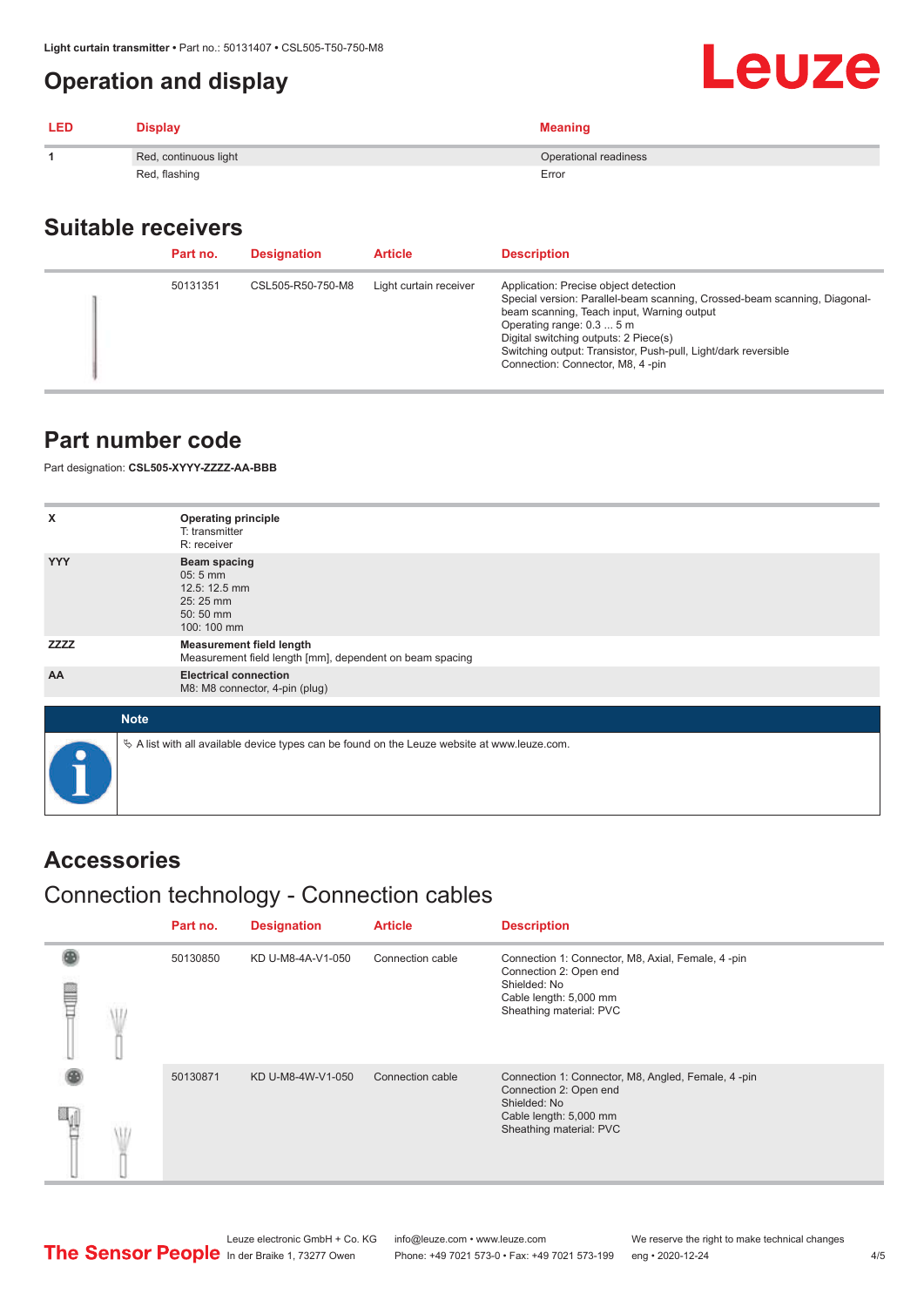# Operation and display

| LED | Display | Meaning |
|---|---|---|
| 1 | Red, continuous light | Operational readiness |
| | Red, flashing | Error |

## Suitable receivers

| Part no. | Designation | Article | Description |
|---|---|---|---|
| 50131351 | CSL505-R50-750-M8 | Light curtain receiver | Application: Precise object detection<br>Special version: Parallel-beam scanning, Crossed-beam scanning, Diagonal-beam scanning, Teach input, Warning output<br>Operating range: 0.3 ... 5 m<br>Digital switching outputs: 2 Piece(s)<br>Switching output: Transistor, Push-pull, Light/dark reversible<br>Connection: Connector, M8, 4 -pin |

## Part number code

Part designation: **CSL505-XYYY-ZZZZ-AA-BBB**

| | |
|---|---|
| X | **Operating principle**<br>T: transmitter<br>R: receiver |
| YYY | **Beam spacing**<br>05: 5 mm<br>12.5: 12.5 mm<br>25: 25 mm<br>50: 50 mm<br>100: 100 mm |
| ZZZZ | **Measurement field length**<br>Measurement field length [mm], dependent on beam spacing |
| AA | **Electrical connection**<br>M8: M8 connector, 4-pin (plug) |

**Note**

✎ A list with all available device types can be found on the Leuze website at www.leuze.com.

## Accessories

### Connection technology - Connection cables

| Part no. | Designation | Article | Description |
|---|---|---|---|
| 50130850 | KD U-M8-4A-V1-050 | Connection cable | Connection 1: Connector, M8, Axial, Female, 4 -pin<br>Connection 2: Open end<br>Shielded: No<br>Cable length: 5,000 mm<br>Sheathing material: PVC |
| 50130871 | KD U-M8-4W-V1-050 | Connection cable | Connection 1: Connector, M8, Angled, Female, 4 -pin<br>Connection 2: Open end<br>Shielded: No<br>Cable length: 5,000 mm<br>Sheathing material: PVC |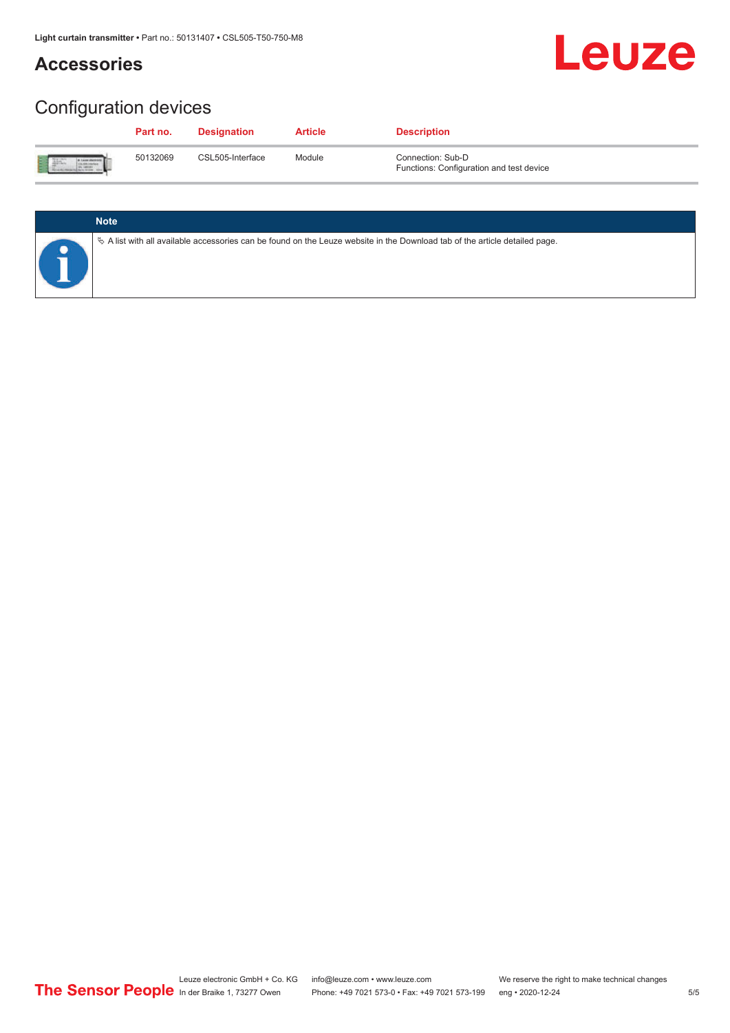## Accessories

# Configuration devices

| | Part no. | Designation | Article | Description |
|---|---|---|---|---|
| | 50132069 | CSL505-Interface | Module | Connection: Sub-D<br>Functions: Configuration and test device |

**Note**

↳ A list with all available accessories can be found on the Leuze website in the Download tab of the article detailed page.